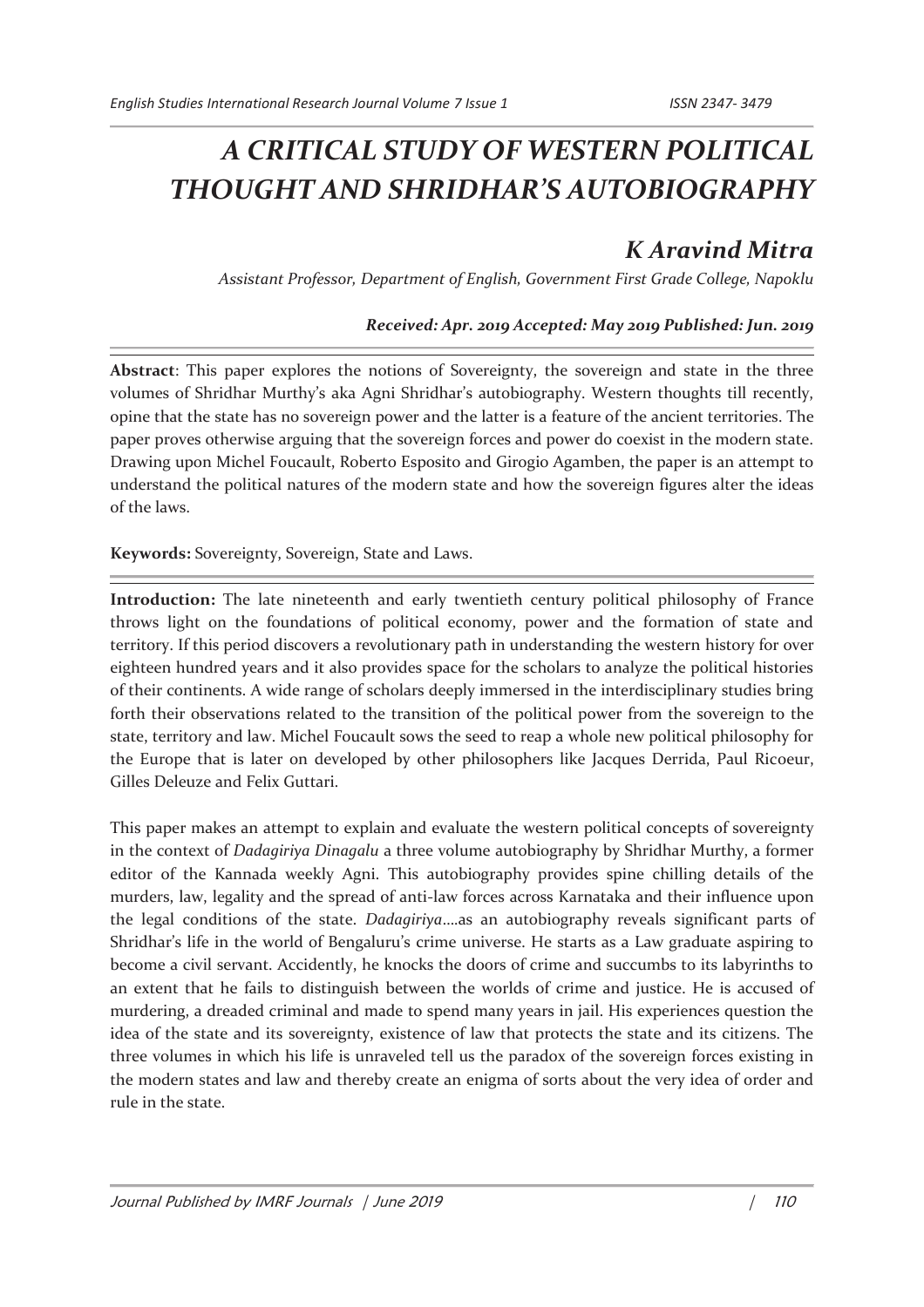# A CRITICAL STUDY OF WESTERN POLITICAL THOUGHT AND SHRIDHAR'S AUTOBIOGRAPHY

## K Aravind Mitra

*Assistant Professor, Department of English, Government First Grade College, Napoklu*

***Received: Apr. 2019 Accepted: May 2019 Published: Jun. 2019***

**Abstract**: This paper explores the notions of Sovereignty, the sovereign and state in the three volumes of Shridhar Murthy's aka Agni Shridhar's autobiography. Western thoughts till recently, opine that the state has no sovereign power and the latter is a feature of the ancient territories. The paper proves otherwise arguing that the sovereign forces and power do coexist in the modern state. Drawing upon Michel Foucault, Roberto Esposito and Girogio Agamben, the paper is an attempt to understand the political natures of the modern state and how the sovereign figures alter the ideas of the laws.

**Keywords:** Sovereignty, Sovereign, State and Laws.

**Introduction:** The late nineteenth and early twentieth century political philosophy of France throws light on the foundations of political economy, power and the formation of state and territory. If this period discovers a revolutionary path in understanding the western history for over eighteen hundred years and it also provides space for the scholars to analyze the political histories of their continents. A wide range of scholars deeply immersed in the interdisciplinary studies bring forth their observations related to the transition of the political power from the sovereign to the state, territory and law. Michel Foucault sows the seed to reap a whole new political philosophy for the Europe that is later on developed by other philosophers like Jacques Derrida, Paul Ricoeur, Gilles Deleuze and Felix Guttari.

This paper makes an attempt to explain and evaluate the western political concepts of sovereignty in the context of *Dadagiriya Dinagalu* a three volume autobiography by Shridhar Murthy, a former editor of the Kannada weekly Agni. This autobiography provides spine chilling details of the murders, law, legality and the spread of anti-law forces across Karnataka and their influence upon the legal conditions of the state. *Dadagiriya*....as an autobiography reveals significant parts of Shridhar's life in the world of Bengaluru's crime universe. He starts as a Law graduate aspiring to become a civil servant. Accidently, he knocks the doors of crime and succumbs to its labyrinths to an extent that he fails to distinguish between the worlds of crime and justice. He is accused of murdering, a dreaded criminal and made to spend many years in jail. His experiences question the idea of the state and its sovereignty, existence of law that protects the state and its citizens. The three volumes in which his life is unraveled tell us the paradox of the sovereign forces existing in the modern states and law and thereby create an enigma of sorts about the very idea of order and rule in the state.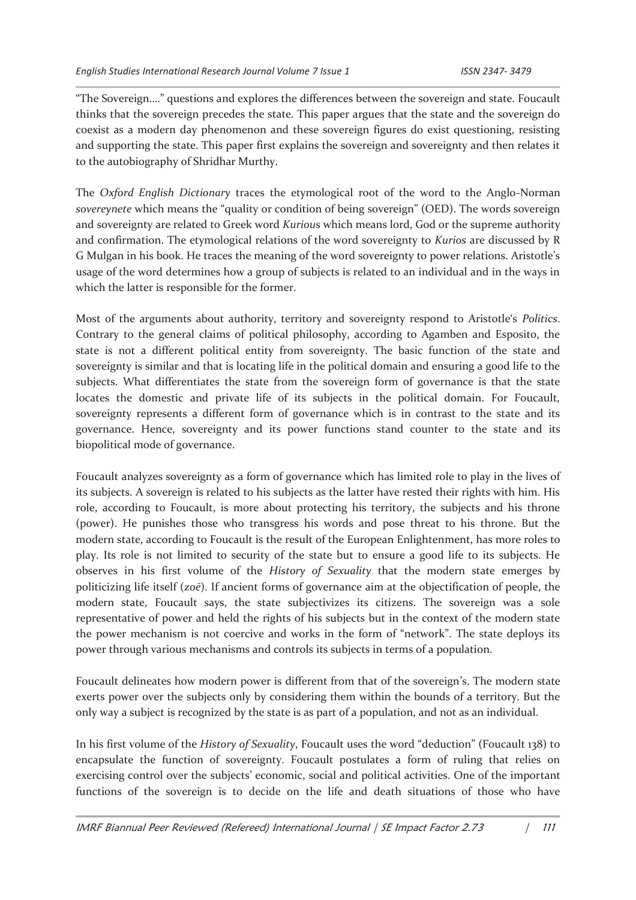"The Sovereign…." questions and explores the differences between the sovereign and state. Foucault thinks that the sovereign precedes the state. This paper argues that the state and the sovereign do coexist as a modern day phenomenon and these sovereign figures do exist questioning, resisting and supporting the state. This paper first explains the sovereign and sovereignty and then relates it to the autobiography of Shridhar Murthy.

The *Oxford English Dictionary* traces the etymological root of the word to the Anglo-Norman *sovereynete* which means the "quality or condition of being sovereign" (OED). The words sovereign and sovereignty are related to Greek word *Kurious* which means lord, God or the supreme authority and confirmation. The etymological relations of the word sovereignty to *Kurios* are discussed by R G Mulgan in his book. He traces the meaning of the word sovereignty to power relations. Aristotle's usage of the word determines how a group of subjects is related to an individual and in the ways in which the latter is responsible for the former.

Most of the arguments about authority, territory and sovereignty respond to Aristotle's *Politics*. Contrary to the general claims of political philosophy, according to Agamben and Esposito, the state is not a different political entity from sovereignty. The basic function of the state and sovereignty is similar and that is locating life in the political domain and ensuring a good life to the subjects. What differentiates the state from the sovereign form of governance is that the state locates the domestic and private life of its subjects in the political domain. For Foucault, sovereignty represents a different form of governance which is in contrast to the state and its governance. Hence, sovereignty and its power functions stand counter to the state and its biopolitical mode of governance.

Foucault analyzes sovereignty as a form of governance which has limited role to play in the lives of its subjects. A sovereign is related to his subjects as the latter have rested their rights with him. His role, according to Foucault, is more about protecting his territory, the subjects and his throne (power). He punishes those who transgress his words and pose threat to his throne. But the modern state, according to Foucault is the result of the European Enlightenment, has more roles to play. Its role is not limited to security of the state but to ensure a good life to its subjects. He observes in his first volume of the *History of Sexuality* that the modern state emerges by politicizing life itself (*zoē*). If ancient forms of governance aim at the objectification of people, the modern state, Foucault says, the state subjectivizes its citizens. The sovereign was a sole representative of power and held the rights of his subjects but in the context of the modern state the power mechanism is not coercive and works in the form of "network". The state deploys its power through various mechanisms and controls its subjects in terms of a population.

Foucault delineates how modern power is different from that of the sovereign's. The modern state exerts power over the subjects only by considering them within the bounds of a territory. But the only way a subject is recognized by the state is as part of a population, and not as an individual.

In his first volume of the *History of Sexuality*, Foucault uses the word "deduction" (Foucault 138) to encapsulate the function of sovereignty. Foucault postulates a form of ruling that relies on exercising control over the subjects' economic, social and political activities. One of the important functions of the sovereign is to decide on the life and death situations of those who have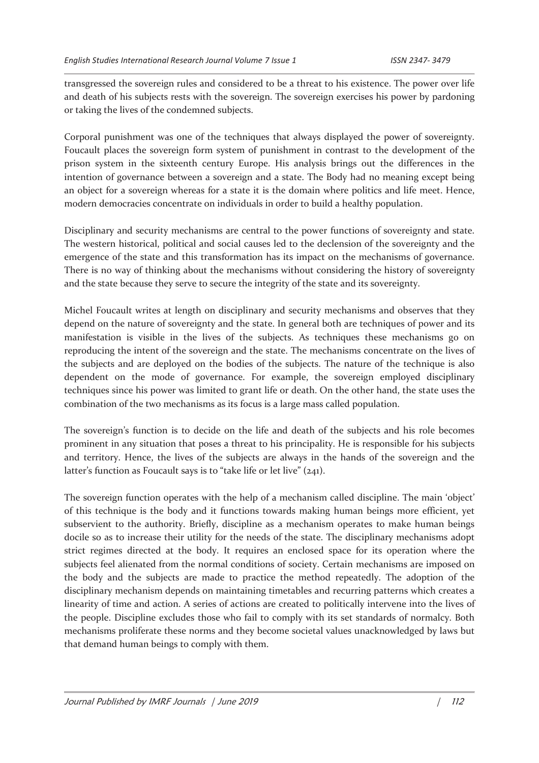transgressed the sovereign rules and considered to be a threat to his existence. The power over life and death of his subjects rests with the sovereign. The sovereign exercises his power by pardoning or taking the lives of the condemned subjects.

Corporal punishment was one of the techniques that always displayed the power of sovereignty. Foucault places the sovereign form system of punishment in contrast to the development of the prison system in the sixteenth century Europe. His analysis brings out the differences in the intention of governance between a sovereign and a state. The Body had no meaning except being an object for a sovereign whereas for a state it is the domain where politics and life meet. Hence, modern democracies concentrate on individuals in order to build a healthy population.

Disciplinary and security mechanisms are central to the power functions of sovereignty and state. The western historical, political and social causes led to the declension of the sovereignty and the emergence of the state and this transformation has its impact on the mechanisms of governance. There is no way of thinking about the mechanisms without considering the history of sovereignty and the state because they serve to secure the integrity of the state and its sovereignty.

Michel Foucault writes at length on disciplinary and security mechanisms and observes that they depend on the nature of sovereignty and the state. In general both are techniques of power and its manifestation is visible in the lives of the subjects. As techniques these mechanisms go on reproducing the intent of the sovereign and the state. The mechanisms concentrate on the lives of the subjects and are deployed on the bodies of the subjects. The nature of the technique is also dependent on the mode of governance. For example, the sovereign employed disciplinary techniques since his power was limited to grant life or death. On the other hand, the state uses the combination of the two mechanisms as its focus is a large mass called population.

The sovereign's function is to decide on the life and death of the subjects and his role becomes prominent in any situation that poses a threat to his principality. He is responsible for his subjects and territory. Hence, the lives of the subjects are always in the hands of the sovereign and the latter's function as Foucault says is to "take life or let live" (241).

The sovereign function operates with the help of a mechanism called discipline. The main 'object' of this technique is the body and it functions towards making human beings more efficient, yet subservient to the authority. Briefly, discipline as a mechanism operates to make human beings docile so as to increase their utility for the needs of the state. The disciplinary mechanisms adopt strict regimes directed at the body. It requires an enclosed space for its operation where the subjects feel alienated from the normal conditions of society. Certain mechanisms are imposed on the body and the subjects are made to practice the method repeatedly. The adoption of the disciplinary mechanism depends on maintaining timetables and recurring patterns which creates a linearity of time and action. A series of actions are created to politically intervene into the lives of the people. Discipline excludes those who fail to comply with its set standards of normalcy. Both mechanisms proliferate these norms and they become societal values unacknowledged by laws but that demand human beings to comply with them.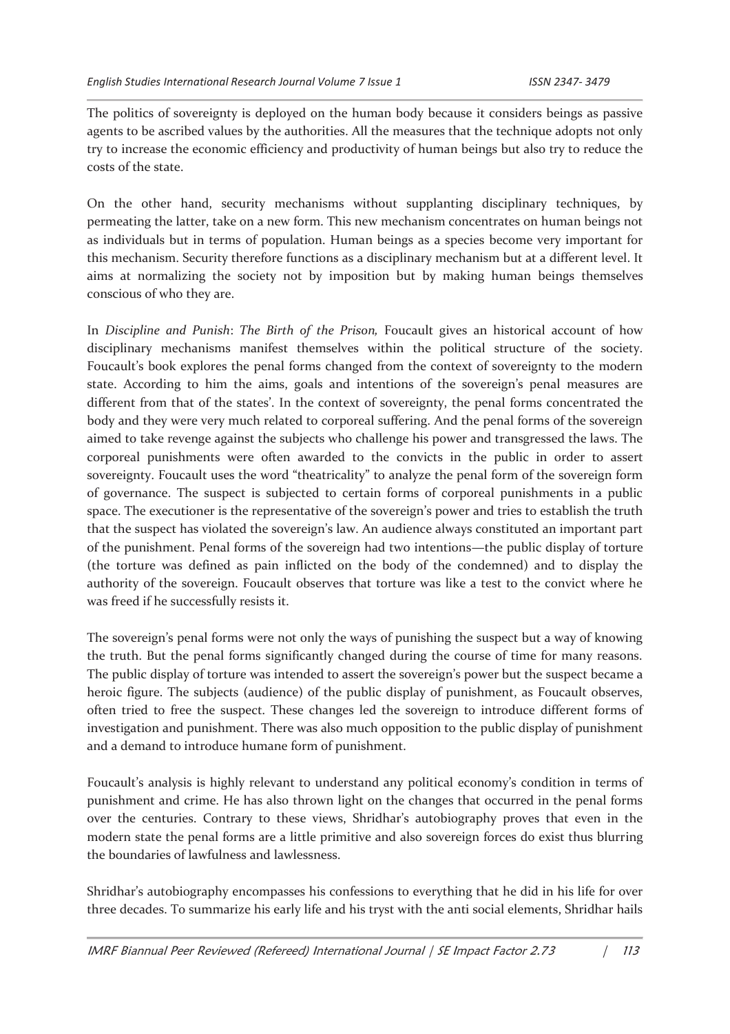The politics of sovereignty is deployed on the human body because it considers beings as passive agents to be ascribed values by the authorities. All the measures that the technique adopts not only try to increase the economic efficiency and productivity of human beings but also try to reduce the costs of the state.

On the other hand, security mechanisms without supplanting disciplinary techniques, by permeating the latter, take on a new form. This new mechanism concentrates on human beings not as individuals but in terms of population. Human beings as a species become very important for this mechanism. Security therefore functions as a disciplinary mechanism but at a different level. It aims at normalizing the society not by imposition but by making human beings themselves conscious of who they are.

In *Discipline and Punish*: *The Birth of the Prison,* Foucault gives an historical account of how disciplinary mechanisms manifest themselves within the political structure of the society. Foucault's book explores the penal forms changed from the context of sovereignty to the modern state. According to him the aims, goals and intentions of the sovereign's penal measures are different from that of the states'. In the context of sovereignty, the penal forms concentrated the body and they were very much related to corporeal suffering. And the penal forms of the sovereign aimed to take revenge against the subjects who challenge his power and transgressed the laws. The corporeal punishments were often awarded to the convicts in the public in order to assert sovereignty. Foucault uses the word "theatricality" to analyze the penal form of the sovereign form of governance. The suspect is subjected to certain forms of corporeal punishments in a public space. The executioner is the representative of the sovereign's power and tries to establish the truth that the suspect has violated the sovereign's law. An audience always constituted an important part of the punishment. Penal forms of the sovereign had two intentions—the public display of torture (the torture was defined as pain inflicted on the body of the condemned) and to display the authority of the sovereign. Foucault observes that torture was like a test to the convict where he was freed if he successfully resists it.

The sovereign's penal forms were not only the ways of punishing the suspect but a way of knowing the truth. But the penal forms significantly changed during the course of time for many reasons. The public display of torture was intended to assert the sovereign's power but the suspect became a heroic figure. The subjects (audience) of the public display of punishment, as Foucault observes, often tried to free the suspect. These changes led the sovereign to introduce different forms of investigation and punishment. There was also much opposition to the public display of punishment and a demand to introduce humane form of punishment.

Foucault's analysis is highly relevant to understand any political economy's condition in terms of punishment and crime. He has also thrown light on the changes that occurred in the penal forms over the centuries. Contrary to these views, Shridhar's autobiography proves that even in the modern state the penal forms are a little primitive and also sovereign forces do exist thus blurring the boundaries of lawfulness and lawlessness.

Shridhar's autobiography encompasses his confessions to everything that he did in his life for over three decades. To summarize his early life and his tryst with the anti social elements, Shridhar hails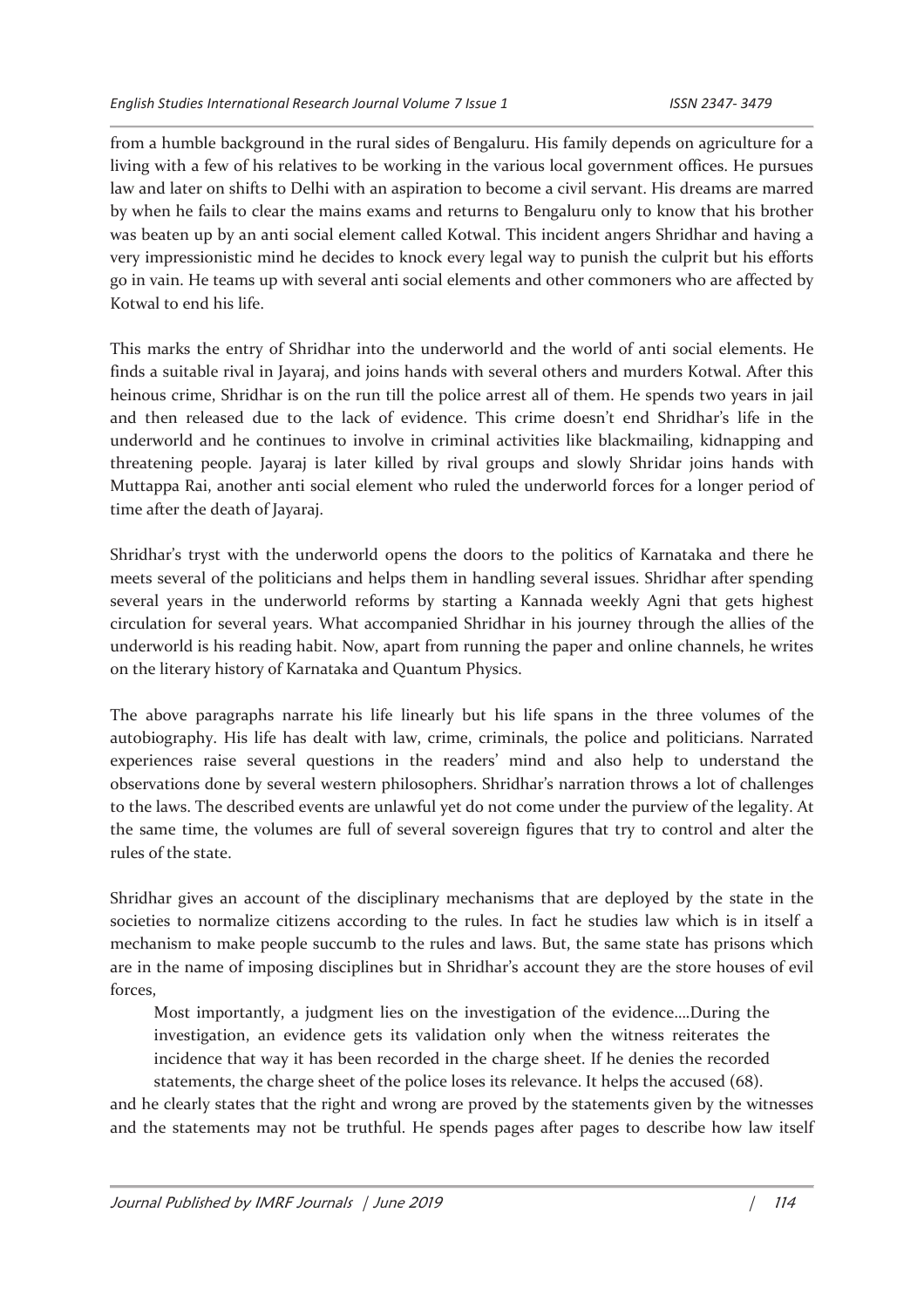from a humble background in the rural sides of Bengaluru. His family depends on agriculture for a living with a few of his relatives to be working in the various local government offices. He pursues law and later on shifts to Delhi with an aspiration to become a civil servant. His dreams are marred by when he fails to clear the mains exams and returns to Bengaluru only to know that his brother was beaten up by an anti social element called Kotwal. This incident angers Shridhar and having a very impressionistic mind he decides to knock every legal way to punish the culprit but his efforts go in vain. He teams up with several anti social elements and other commoners who are affected by Kotwal to end his life.

This marks the entry of Shridhar into the underworld and the world of anti social elements. He finds a suitable rival in Jayaraj, and joins hands with several others and murders Kotwal. After this heinous crime, Shridhar is on the run till the police arrest all of them. He spends two years in jail and then released due to the lack of evidence. This crime doesn't end Shridhar's life in the underworld and he continues to involve in criminal activities like blackmailing, kidnapping and threatening people. Jayaraj is later killed by rival groups and slowly Shridar joins hands with Muttappa Rai, another anti social element who ruled the underworld forces for a longer period of time after the death of Jayaraj.

Shridhar's tryst with the underworld opens the doors to the politics of Karnataka and there he meets several of the politicians and helps them in handling several issues. Shridhar after spending several years in the underworld reforms by starting a Kannada weekly Agni that gets highest circulation for several years. What accompanied Shridhar in his journey through the allies of the underworld is his reading habit. Now, apart from running the paper and online channels, he writes on the literary history of Karnataka and Quantum Physics.

The above paragraphs narrate his life linearly but his life spans in the three volumes of the autobiography. His life has dealt with law, crime, criminals, the police and politicians. Narrated experiences raise several questions in the readers' mind and also help to understand the observations done by several western philosophers. Shridhar's narration throws a lot of challenges to the laws. The described events are unlawful yet do not come under the purview of the legality. At the same time, the volumes are full of several sovereign figures that try to control and alter the rules of the state.

Shridhar gives an account of the disciplinary mechanisms that are deployed by the state in the societies to normalize citizens according to the rules. In fact he studies law which is in itself a mechanism to make people succumb to the rules and laws. But, the same state has prisons which are in the name of imposing disciplines but in Shridhar's account they are the store houses of evil forces,

> Most importantly, a judgment lies on the investigation of the evidence….During the investigation, an evidence gets its validation only when the witness reiterates the incidence that way it has been recorded in the charge sheet. If he denies the recorded statements, the charge sheet of the police loses its relevance. It helps the accused (68).

and he clearly states that the right and wrong are proved by the statements given by the witnesses and the statements may not be truthful. He spends pages after pages to describe how law itself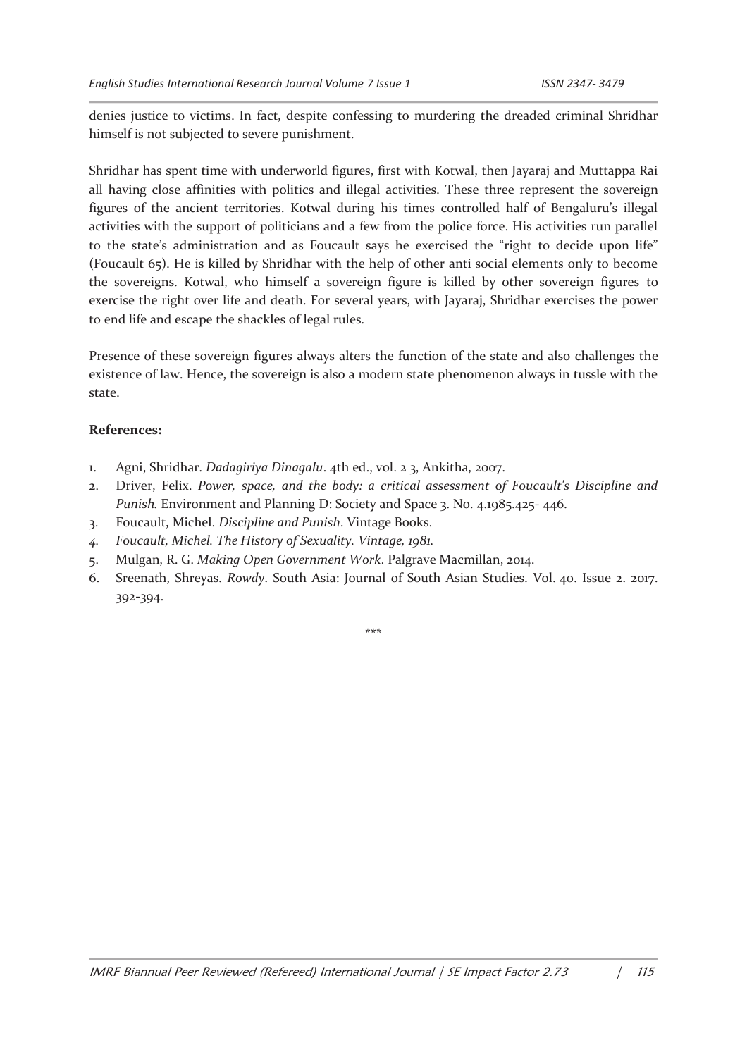denies justice to victims. In fact, despite confessing to murdering the dreaded criminal Shridhar himself is not subjected to severe punishment.

Shridhar has spent time with underworld figures, first with Kotwal, then Jayaraj and Muttappa Rai all having close affinities with politics and illegal activities. These three represent the sovereign figures of the ancient territories. Kotwal during his times controlled half of Bengaluru's illegal activities with the support of politicians and a few from the police force. His activities run parallel to the state's administration and as Foucault says he exercised the "right to decide upon life" (Foucault 65). He is killed by Shridhar with the help of other anti social elements only to become the sovereigns. Kotwal, who himself a sovereign figure is killed by other sovereign figures to exercise the right over life and death. For several years, with Jayaraj, Shridhar exercises the power to end life and escape the shackles of legal rules.

Presence of these sovereign figures always alters the function of the state and also challenges the existence of law. Hence, the sovereign is also a modern state phenomenon always in tussle with the state.

**References:**

1. Agni, Shridhar. *Dadagiriya Dinagalu*. 4th ed., vol. 2 3, Ankitha, 2007.
2. Driver, Felix. *Power, space, and the body: a critical assessment of Foucault's Discipline and Punish.* Environment and Planning D: Society and Space 3. No. 4.1985.425- 446.
3. Foucault, Michel. *Discipline and Punish*. Vintage Books.
4. *Foucault, Michel. The History of Sexuality. Vintage, 1981.*
5. Mulgan, R. G. *Making Open Government Work*. Palgrave Macmillan, 2014.
6. Sreenath, Shreyas. *Rowdy*. South Asia: Journal of South Asian Studies. Vol. 40. Issue 2. 2017. 392-394.

***